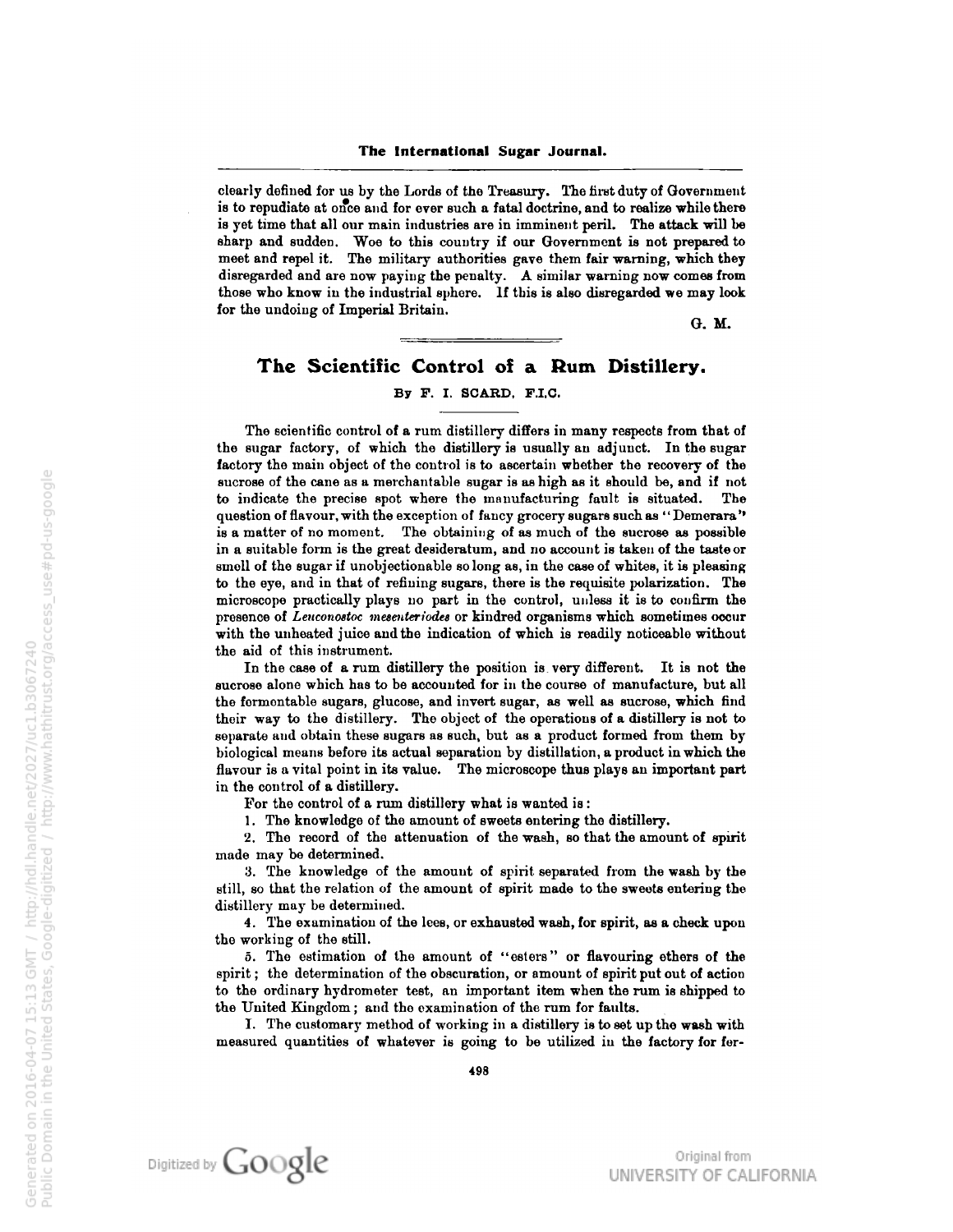clearly defined for us by the Lords of the Treasury. The first duty of Government is to repudiate at once and for ever such a fatal doctrine, and to realize while there is yet time that all our main industries are in imminent peril. The attack will be sharp and sudden. Woe to this country if our Government is not prepared to meet and repel it. The military authorities gave them fair warning, which they disregarded and are now paying the penalty. A similar warning now comes from those who know in the industrial sphere. If this is also disregarded we may look for the undoing of Imperial Britain.

G. M.

---

# The Scientific Control of a Rum Distillery.

By F. I. SCARD, F.I.C.

The scientific control of a rum distillery differs in many respects from that of the sugar factory, of which the distillery is usually an adjunct. In the sugar factory the main object of the control is to ascertain whether the recovery of the sucrose of the cane as a merchantable sugar is as high as it should be, and if not to indicate the precise spot where the manufacturing fault is situated. The question of flavour, with the exception of fancy grocery sugars such as "Demerara" is a matter of no moment. The obtaining of as much of the sucrose as possible in a suitable form is the great desideratum, and no account is taken of the taste or smell of the sugar if unobjectionable so long as, in the case of whites, it is pleasing to the eye, and in that of refining sugars, there is the requisite polarization. The microscope practically plays no part in the control, unless it is to confirm the presence of *Leuconostoc mesenteriodes* or kindred organisms which sometimes occur with the unheated juice and the indication of which is readily noticeable without the aid of this instrument.

In the case of a rum distillery the position is very different. It is not the sucrose alone which has to be accounted for in the course of manufacture, but all the fermentable sugars, glucose, and invert sugar, as well as sucrose, which find their way to the distillery. The object of the operations of a distillery is not to separate and obtain these sugars as such, but as a product formed from them by biological means before its actual separation by distillation, a product in which the flavour is a vital point in its value. The microscope thus plays an important part in the control of a distillery.

For the control of a rum distillery what is wanted is:

1. The knowledge of the amount of sweets entering the distillery.
2. The record of the attenuation of the wash, so that the amount of spirit made may be determined.
3. The knowledge of the amount of spirit separated from the wash by the still, so that the relation of the amount of spirit made to the sweets entering the distillery may be determined.
4. The examination of the lees, or exhausted wash, for spirit, as a check upon the working of the still.
5. The estimation of the amount of "esters" or flavouring ethers of the spirit; the determination of the obscuration, or amount of spirit put out of action to the ordinary hydrometer test, an important item when the rum is shipped to the United Kingdom; and the examination of the rum for faults.

I. The customary method of working in a distillery is to set up the wash with measured quantities of whatever is going to be utilized in the factory for fer-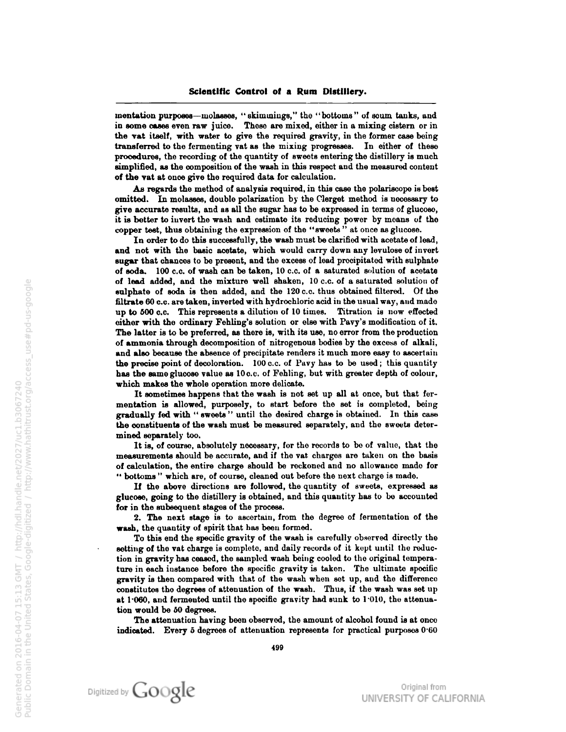mentation purposes—molasses, "skimmings," the "bottoms" of scum tanks, and in some cases even raw juice. These are mixed, either in a mixing cistern or in the vat itself, with water to give the required gravity, in the former case being transferred to the fermenting vat as the mixing progresses. In either of these procedures, the recording of the quantity of sweets entering the distillery is much simplified, as the composition of the wash in this respect and the measured content of the vat at once give the required data for calculation.

As regards the method of analysis required, in this case the polariscope is best omitted. In molasses, double polarization by the Clerget method is necessary to give accurate results, and as all the sugar has to be expressed in terms of glucose, it is better to invert the wash and estimate its reducing power by means of the copper test, thus obtaining the expression of the "sweets" at once as glucose.

In order to do this successfully, the wash must be clarified with acetate of lead, and not with the basic acetate, which would carry down any levulose of invert sugar that chances to be present, and the excess of lead precipitated with sulphate of soda. 100 c.c. of wash can be taken, 10 c.c. of a saturated solution of acetate of lead added, and the mixture well shaken, 10 c.c. of a saturated solution of sulphate of soda is then added, and the 120 c.c. thus obtained filtered. Of the filtrate 60 c.c. are taken, inverted with hydrochloric acid in the usual way, and made up to 500 c.c. This represents a dilution of 10 times. Titration is now effected either with the ordinary Fehling's solution or else with Pavy's modification of it. The latter is to be preferred, as there is, with its use, no error from the production of ammonia through decomposition of nitrogenous bodies by the excess of alkali, and also because the absence of precipitate renders it much more easy to ascertain the precise point of decoloration. 100 c.c. of Pavy has to be used; this quantity has the same glucose value as 10 c.c. of Fehling, but with greater depth of colour, which makes the whole operation more delicate.

It sometimes happens that the wash is not set up all at once, but that fermentation is allowed, purposely, to start before the set is completed, being gradually fed with "sweets" until the desired charge is obtained. In this case the constituents of the wash must be measured separately, and the sweets determined separately too.

It is, of course, absolutely necessary, for the records to be of value, that the measurements should be accurate, and if the vat charges are taken on the basis of calculation, the entire charge should be reckoned and no allowance made for "bottoms" which are, of course, cleaned out before the next charge is made.

If the above directions are followed, the quantity of sweets, expressed as glucose, going to the distillery is obtained, and this quantity has to be accounted for in the subsequent stages of the process.

2. The next stage is to ascertain, from the degree of fermentation of the wash, the quantity of spirit that has been formed.

To this end the specific gravity of the wash is carefully observed directly the setting of the vat charge is complete, and daily records of it kept until the reduction in gravity has ceased, the sampled wash being cooled to the original temperature in each instance before the specific gravity is taken. The ultimate specific gravity is then compared with that of the wash when set up, and the difference constitutes the degrees of attenuation of the wash. Thus, if the wash was set up at 1·060, and fermented until the specific gravity had sunk to 1·010, the attenuation would be 50 degrees.

The attenuation having been observed, the amount of alcohol found is at once indicated. Every 5 degrees of attenuation represents for practical purposes 0·60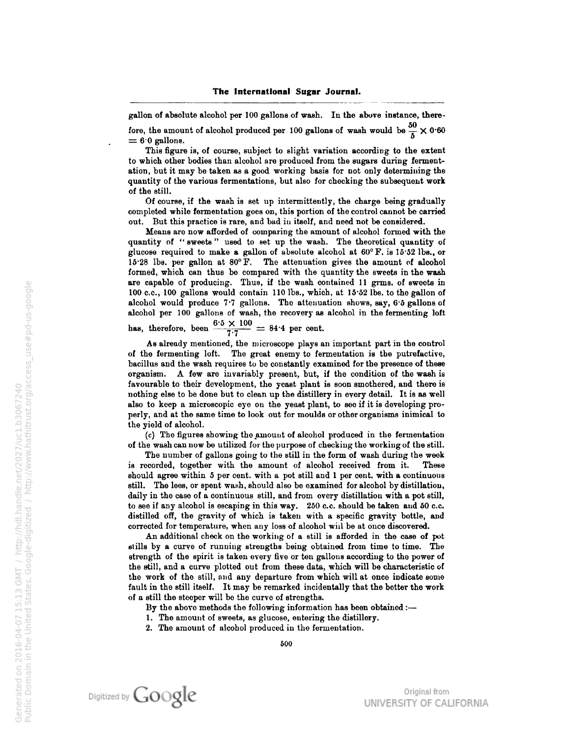gallon of absolute alcohol per 100 gallons of wash. In the above instance, therefore, the amount of alcohol produced per 100 gallons of wash would be $\frac{50}{5} \times 0{\cdot}60 = 6{\cdot}0$ gallons.

This figure is, of course, subject to slight variation according to the extent to which other bodies than alcohol are produced from the sugars during fermentation, but it may be taken as a good working basis for not only determining the quantity of the various fermentations, but also for checking the subsequent work of the still.

Of course, if the wash is set up intermittently, the charge being gradually completed while fermentation goes on, this portion of the control cannot be carried out. But this practice is rare, and bad in itself, and need not be considered.

Means are now afforded of comparing the amount of alcohol formed with the quantity of "sweets" used to set up the wash. The theoretical quantity of glucose required to make a gallon of absolute alcohol at 60° F. is 15·52 lbs., or 15·28 lbs. per gallon at 80° F. The attenuation gives the amount of alcohol formed, which can thus be compared with the quantity the sweets in the wash are capable of producing. Thus, if the wash contained 11 grms. of sweets in 100 c.c., 100 gallons would contain 110 lbs., which, at 15·52 lbs. to the gallon of alcohol would produce 7·7 gallons. The attenuation shows, say, 6·5 gallons of alcohol per 100 gallons of wash, the recovery as alcohol in the fermenting loft has, therefore, been $\frac{6{\cdot}5 \times 100}{7{\cdot}7} = 84{\cdot}4$ per cent.

As already mentioned, the microscope plays an important part in the control of the fermenting loft. The great enemy to fermentation is the putrefactive, bacillus and the wash requires to be constantly examined for the presence of these organism. A few are invariably present, but, if the condition of the wash is favourable to their development, the yeast plant is soon smothered, and there is nothing else to be done but to clean up the distillery in every detail. It is as well also to keep a microscopic eye on the yeast plant, to see if it is developing properly, and at the same time to look out for moulds or other organisms inimical to the yield of alcohol.

(*c*) The figures showing the amount of alcohol produced in the fermentation of the wash can now be utilized for the purpose of checking the working of the still.

The number of gallons going to the still in the form of wash during the week is recorded, together with the amount of alcohol received from it. These should agree within 5 per cent. with a pot still and 1 per cent. with a continuous still. The lees, or spent wash, should also be examined for alcohol by distillation, daily in the case of a continuous still, and from every distillation with a pot still, to see if any alcohol is escaping in this way. 250 c.c. should be taken and 50 c.c. distilled off, the gravity of which is taken with a specific gravity bottle, and corrected for temperature, when any loss of alcohol will be at once discovered.

An additional check on the working of a still is afforded in the case of pot stills by a curve of running strengths being obtained from time to time. The strength of the spirit is taken every five or ten gallons according to the power of the still, and a curve plotted out from these data, which will be characteristic of the work of the still, and any departure from which will at once indicate some fault in the still itself. It may be remarked incidentally that the better the work of a still the steeper will be the curve of strengths.

By the above methods the following information has been obtained:—

1. The amount of sweets, as glucose, entering the distillery.
2. The amount of alcohol produced in the fermentation.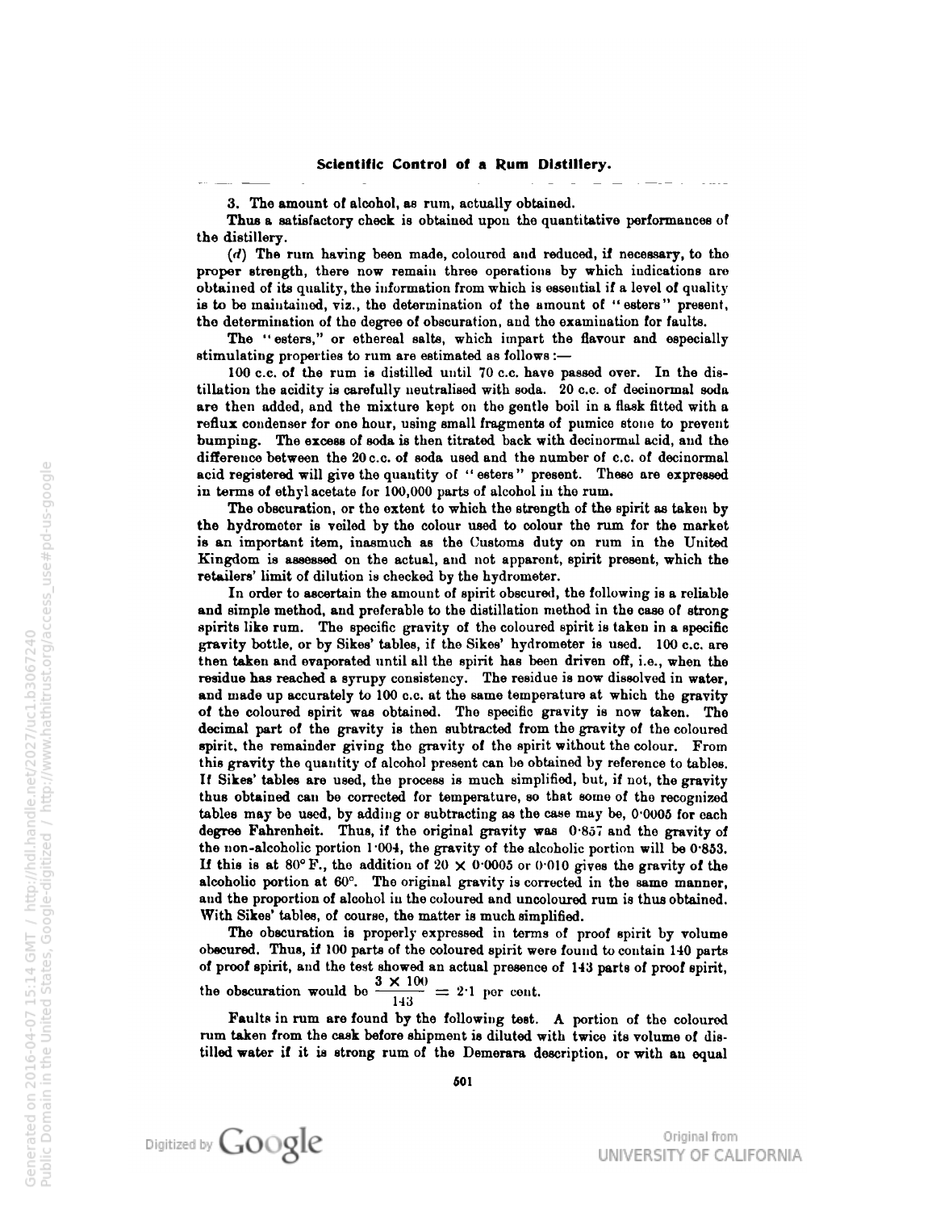3. The amount of alcohol, as rum, actually obtained.

Thus a satisfactory check is obtained upon the quantitative performances of the distillery.

(*d*) The rum having been made, coloured and reduced, if necessary, to the proper strength, there now remain three operations by which indications are obtained of its quality, the information from which is essential if a level of quality is to be maintained, viz., the determination of the amount of "esters" present, the determination of the degree of obscuration, and the examination for faults.

The "esters," or ethereal salts, which impart the flavour and especially stimulating properties to rum are estimated as follows:—

100 c.c. of the rum is distilled until 70 c.c. have passed over. In the distillation the acidity is carefully neutralised with soda. 20 c.c. of decinormal soda are then added, and the mixture kept on the gentle boil in a flask fitted with a reflux condenser for one hour, using small fragments of pumice stone to prevent bumping. The excess of soda is then titrated back with decinormal acid, and the difference between the 20 c.c. of soda used and the number of c.c. of decinormal acid registered will give the quantity of "esters" present. These are expressed in terms of ethyl acetate for 100,000 parts of alcohol in the rum.

The obscuration, or the extent to which the strength of the spirit as taken by the hydrometer is veiled by the colour used to colour the rum for the market is an important item, inasmuch as the Customs duty on rum in the United Kingdom is assessed on the actual, and not apparent, spirit present, which the retailers' limit of dilution is checked by the hydrometer.

In order to ascertain the amount of spirit obscured, the following is a reliable and simple method, and preferable to the distillation method in the case of strong spirits like rum. The specific gravity of the coloured spirit is taken in a specific gravity bottle, or by Sikes' tables, if the Sikes' hydrometer is used. 100 c.c. are then taken and evaporated until all the spirit has been driven off, i.e., when the residue has reached a syrupy consistency. The residue is now dissolved in water, and made up accurately to 100 c.c. at the same temperature at which the gravity of the coloured spirit was obtained. The specific gravity is now taken. The decimal part of the gravity is then subtracted from the gravity of the coloured spirit, the remainder giving the gravity of the spirit without the colour. From this gravity the quantity of alcohol present can be obtained by reference to tables. If Sikes' tables are used, the process is much simplified, but, if not, the gravity thus obtained can be corrected for temperature, so that some of the recognized tables may be used, by adding or subtracting as the case may be, 0·0005 for each degree Fahrenheit. Thus, if the original gravity was 0·857 and the gravity of the non-alcoholic portion 1·004, the gravity of the alcoholic portion will be 0·853. If this is at 80° F., the addition of $20 \times 0{\cdot}0005$ or 0·010 gives the gravity of the alcoholic portion at 60°. The original gravity is corrected in the same manner, and the proportion of alcohol in the coloured and uncoloured rum is thus obtained. With Sikes' tables, of course, the matter is much simplified.

The obscuration is properly expressed in terms of proof spirit by volume obscured. Thus, if 100 parts of the coloured spirit were found to contain 140 parts of proof spirit, and the test showed an actual presence of 143 parts of proof spirit, the obscuration would be $\frac{3 \times 100}{143} = 2{\cdot}1$ per cent.

Faults in rum are found by the following test. A portion of the coloured rum taken from the cask before shipment is diluted with twice its volume of distilled water if it is strong rum of the Demerara description, or with an equal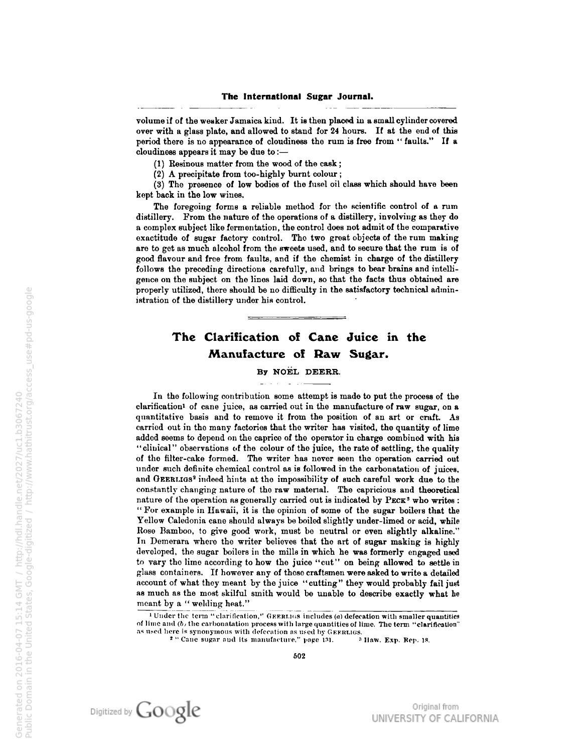volume if of the weaker Jamaica kind. It is then placed in a small cylinder covered over with a glass plate, and allowed to stand for 24 hours. If at the end of this period there is no appearance of cloudiness the rum is free from "faults." If a cloudiness appears it may be due to:—

(1) Resinous matter from the wood of the cask;

(2) A precipitate from too-highly burnt colour;

(3) The presence of low bodies of the fusel oil class which should have been kept back in the low wines.

The foregoing forms a reliable method for the scientific control of a rum distillery. From the nature of the operations of a distillery, involving as they do a complex subject like fermentation, the control does not admit of the comparative exactitude of sugar factory control. The two great objects of the rum making are to get as much alcohol from the sweets used, and to secure that the rum is of good flavour and free from faults, and if the chemist in charge of the distillery follows the preceding directions carefully, and brings to bear brains and intelligence on the subject on the lines laid down, so that the facts thus obtained are properly utilized, there should be no difficulty in the satisfactory technical administration of the distillery under his control.

---

# The Clarification of Cane Juice in the Manufacture of Raw Sugar.

By NOËL DEERR.

In the following contribution some attempt is made to put the process of the clarification[1] of cane juice, as carried out in the manufacture of raw sugar, on a quantitative basis and to remove it from the position of an art or craft. As carried out in the many factories that the writer has visited, the quantity of lime added seems to depend on the caprice of the operator in charge combined with his "clinical" observations of the colour of the juice, the rate of settling, the quality of the filter-cake formed. The writer has never seen the operation carried out under such definite chemical control as is followed in the carbonatation of juices, and GEERLIGS[2] indeed hints at the impossibility of such careful work due to the constantly changing nature of the raw material. The capricious and theoretical nature of the operation as generally carried out is indicated by PECK[3] who writes: "For example in Hawaii, it is the opinion of some of the sugar boilers that the Yellow Caledonia cane should always be boiled slightly under-limed or acid, while Rose Bamboo, to give good work, must be neutral or even slightly alkaline." In Demerara where the writer believes that the art of sugar making is highly developed, the sugar boilers in the mills in which he was formerly engaged used to vary the lime according to how the juice "cut" on being allowed to settle in glass containers. If however any of those craftsmen were asked to write a detailed account of what they meant by the juice "cutting" they would probably fail just as much as the most skilful smith would be unable to describe exactly what he meant by a "welding heat."

[1] Under the term "clarification," GEERLIGS includes (a) defecation with smaller quantities of lime and (b) the carbonatation process with large quantities of lime. The term "clarification" as used here is synonymous with defecation as used by GEERLIGS.

[2] "Cane sugar and its manufacture," page 131.

[3] Haw. Exp. Rep. 18.